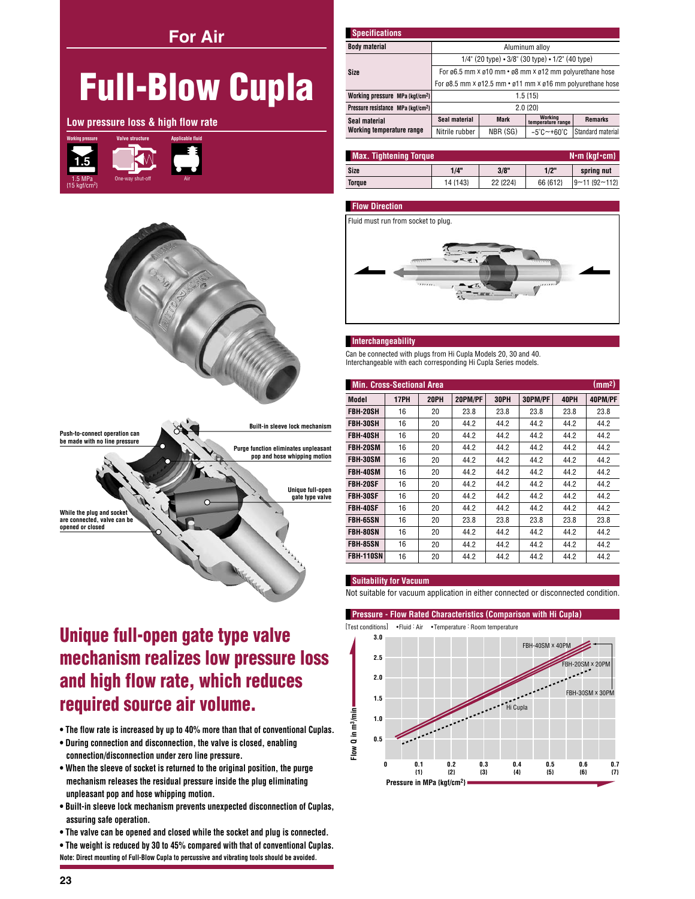## For Air

# Full-Blow Cupla

**Low pressure loss & high flow rate**

Working pressure: 1.5 MPa {15 kgf/cm²}
Valve structure: One-way shut-off
Applicable fluid: Air

Push-to-connect operation can be made with no line pressure

Built-in sleeve lock mechanism

Purge function eliminates unpleasant pop and hose whipping motion

Unique full-open gate type valve

While the plug and socket are connected, valve can be opened or closed

## Unique full-open gate type valve mechanism realizes low pressure loss and high flow rate, which reduces required source air volume.

- The flow rate is increased by up to 40% more than that of conventional Cuplas.
- During connection and disconnection, the valve is closed, enabling connection/disconnection under zero line pressure.
- When the sleeve of socket is returned to the original position, the purge mechanism releases the residual pressure inside the plug eliminating unpleasant pop and hose whipping motion.
- Built-in sleeve lock mechanism prevents unexpected disconnection of Cuplas, assuring safe operation.
- The valve can be opened and closed while the socket and plug is connected.
- The weight is reduced by 30 to 45% compared with that of conventional Cuplas.

**Note: Direct mounting of Full-Blow Cupla to percussive and vibrating tools should be avoided.**

### Specifications

| | | | | |
|---|---|---|---|---|
| Body material | Aluminum alloy | | | |
| Size | 1/4" (20 type) • 3/8" (30 type) • 1/2" (40 type) | | | |
| | For ø6.5 mm x ø10 mm • ø8 mm x ø12 mm polyurethane hose | | | |
| | For ø8.5 mm x ø12.5 mm • ø11 mm x ø16 mm polyurethane hose | | | |
| Working pressure MPa {kgf/cm²} | 1.5 {15} | | | |
| Pressure resistance MPa {kgf/cm²} | 2.0 {20} | | | |
| Seal material / Working temperature range | Seal material | Mark | Working temperature range | Remarks |
| | Nitrile rubber | NBR (SG) | -5°C~+60°C | Standard material |

### Max. Tightening Torque

N•m {kgf•cm}

| Size | 1/4" | 3/8" | 1/2" | spring nut |
|---|---|---|---|---|
| Torque | 14 {143} | 22 {224} | 66 {612} | 9~11 {92~112} |

### Flow Direction

Fluid must run from socket to plug.

### Interchangeability

Can be connected with plugs from Hi Cupla Models 20, 30 and 40.
Interchangeable with each corresponding Hi Cupla Series models.

### Min. Cross-Sectional Area

(mm²)

| Model | 17PH | 20PH | 20PM/PF | 30PH | 30PM/PF | 40PH | 40PM/PF |
|---|---|---|---|---|---|---|---|
| FBH-20SH | 16 | 20 | 23.8 | 23.8 | 23.8 | 23.8 | 23.8 |
| FBH-30SH | 16 | 20 | 44.2 | 44.2 | 44.2 | 44.2 | 44.2 |
| FBH-40SH | 16 | 20 | 44.2 | 44.2 | 44.2 | 44.2 | 44.2 |
| FBH-20SM | 16 | 20 | 44.2 | 44.2 | 44.2 | 44.2 | 44.2 |
| FBH-30SM | 16 | 20 | 44.2 | 44.2 | 44.2 | 44.2 | 44.2 |
| FBH-40SM | 16 | 20 | 44.2 | 44.2 | 44.2 | 44.2 | 44.2 |
| FBH-20SF | 16 | 20 | 44.2 | 44.2 | 44.2 | 44.2 | 44.2 |
| FBH-30SF | 16 | 20 | 44.2 | 44.2 | 44.2 | 44.2 | 44.2 |
| FBH-40SF | 16 | 20 | 44.2 | 44.2 | 44.2 | 44.2 | 44.2 |
| FBH-65SN | 16 | 20 | 23.8 | 23.8 | 23.8 | 23.8 | 23.8 |
| FBH-80SN | 16 | 20 | 44.2 | 44.2 | 44.2 | 44.2 | 44.2 |
| FBH-85SN | 16 | 20 | 44.2 | 44.2 | 44.2 | 44.2 | 44.2 |
| FBH-110SN | 16 | 20 | 44.2 | 44.2 | 44.2 | 44.2 | 44.2 |

### Suitability for Vacuum

Not suitable for vacuum application in either connected or disconnected condition.

### Pressure - Flow Rated Characteristics (Comparison with Hi Cupla)

[Test conditions] •Fluid : Air •Temperature : Room temperature

Flow Q in m³/min (0 – 3.0) vs. Pressure in MPa {kgf/cm²} (0 – 0.7 {7})

FBH-40SM x 40PM
FBH-20SM x 20PM
FBH-30SM x 30PM
Hi Cupla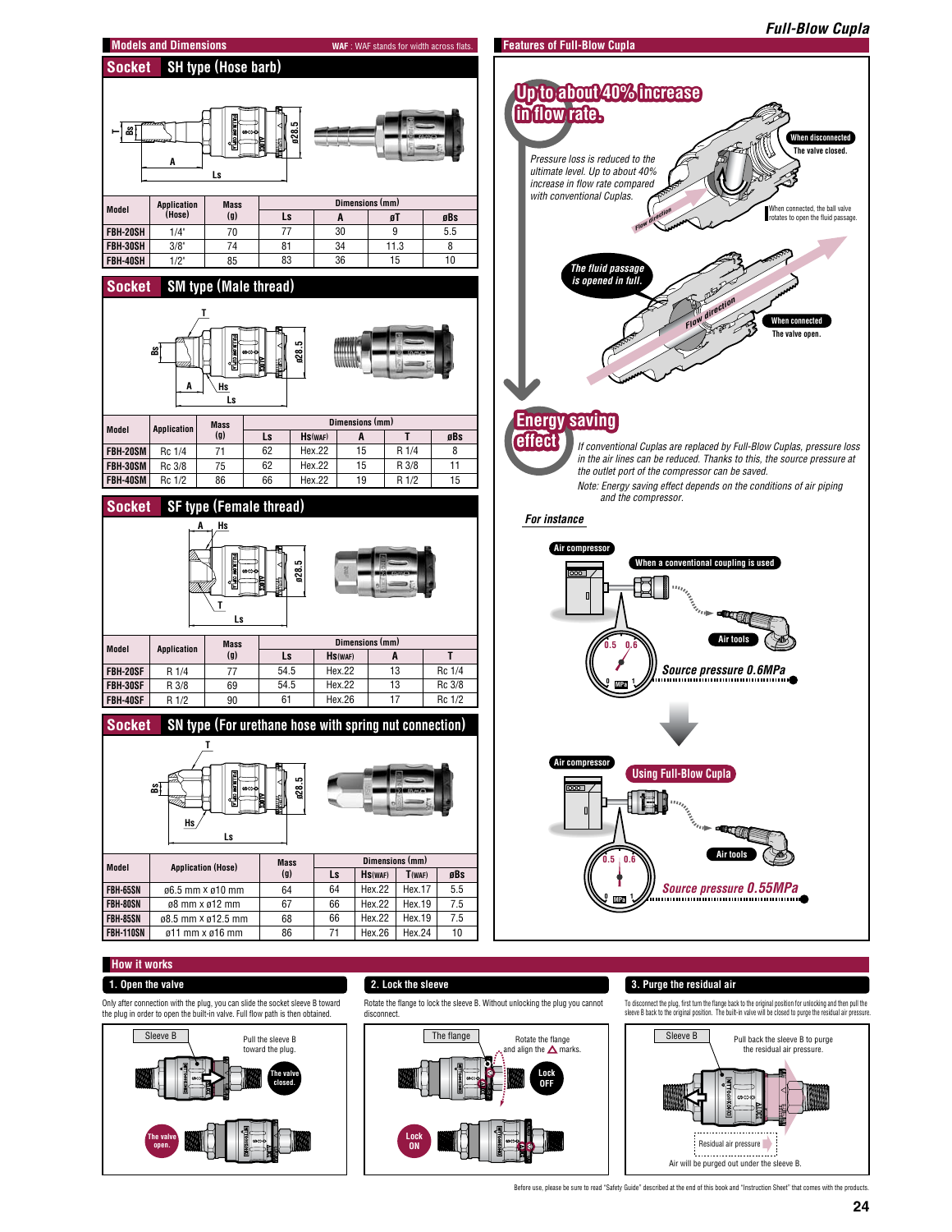## Models and Dimensions

WAF : WAF stands for width across flats.

### Socket SH type (Hose barb)

| Model | Application (Hose) | Mass (g) | Dimensions (mm) | | | |
|---|---|---|---|---|---|---|
| | | | Ls | A | øT | øBs |
| FBH-20SH | 1/4" | 70 | 77 | 30 | 9 | 5.5 |
| FBH-30SH | 3/8" | 74 | 81 | 34 | 11.3 | 8 |
| FBH-40SH | 1/2" | 85 | 83 | 36 | 15 | 10 |

### Socket SM type (Male thread)

| Model | Application | Mass (g) | Dimensions (mm) | | | | |
|---|---|---|---|---|---|---|---|
| | | | Ls | Hs(WAF) | A | T | øBs |
| FBH-20SM | Rc 1/4 | 71 | 62 | Hex.22 | 15 | R 1/4 | 8 |
| FBH-30SM | Rc 3/8 | 75 | 62 | Hex.22 | 15 | R 3/8 | 11 |
| FBH-40SM | Rc 1/2 | 86 | 66 | Hex.22 | 19 | R 1/2 | 15 |

### Socket SF type (Female thread)

| Model | Application | Mass (g) | Dimensions (mm) | | | |
|---|---|---|---|---|---|---|
| | | | Ls | Hs(WAF) | A | T |
| FBH-20SF | R 1/4 | 77 | 54.5 | Hex.22 | 13 | Rc 1/4 |
| FBH-30SF | R 3/8 | 69 | 54.5 | Hex.22 | 13 | Rc 3/8 |
| FBH-40SF | R 1/2 | 90 | 61 | Hex.26 | 17 | Rc 1/2 |

### Socket SN type (For urethane hose with spring nut connection)

| Model | Application (Hose) | Mass (g) | Dimensions (mm) | | | |
|---|---|---|---|---|---|---|
| | | | Ls | Hs(WAF) | T(WAF) | øBs |
| FBH-65SN | ø6.5 mm x ø10 mm | 64 | 64 | Hex.22 | Hex.17 | 5.5 |
| FBH-80SN | ø8 mm x ø12 mm | 67 | 66 | Hex.22 | Hex.19 | 7.5 |
| FBH-85SN | ø8.5 mm x ø12.5 mm | 68 | 66 | Hex.22 | Hex.19 | 7.5 |
| FBH-110SN | ø11 mm x ø16 mm | 86 | 71 | Hex.26 | Hex.24 | 10 |

## Features of Full-Blow Cupla

### Up to about 40% increase in flow rate.

*Pressure loss is reduced to the ultimate level. Up to about 40% increase in flow rate compared with conventional Cuplas.*

When disconnected: The valve closed.

When connected, the ball valve rotates to open the fluid passage.

*The fluid passage is opened in full.*

When connected: The valve open.

Flow direction

### Energy saving effect

*If conventional Cuplas are replaced by Full-Blow Cuplas, pressure loss in the air lines can be reduced. Thanks to this, the source pressure at the outlet port of the compressor can be saved.*

*Note: Energy saving effect depends on the conditions of air piping and the compressor.*

**For instance**

Air compressor — When a conventional coupling is used — Air tools

*Source pressure 0.6MPa*

Air compressor — Using Full-Blow Cupla — Air tools

*Source pressure 0.55MPa*

## How it works

### 1. Open the valve

Only after connection with the plug, you can slide the socket sleeve B toward the plug in order to open the built-in valve. Full flow path is then obtained.

Sleeve B — Pull the sleeve B toward the plug. The valve closed. The valve open.

### 2. Lock the sleeve

Rotate the flange to lock the sleeve B. Without unlocking the plug you cannot disconnect.

The flange — Rotate the flange and align the △ marks. Lock OFF. Lock ON.

### 3. Purge the residual air

To disconnect the plug, first turn the flange back to the original position for unlocking and then pull the sleeve B back to the original position. The built-in valve will be closed to purge the residual air pressure.

Sleeve B — Pull back the sleeve B to purge the residual air pressure. Residual air pressure. Air will be purged out under the sleeve B.

Before use, please be sure to read "Safety Guide" described at the end of this book and "Instruction Sheet" that comes with the products.